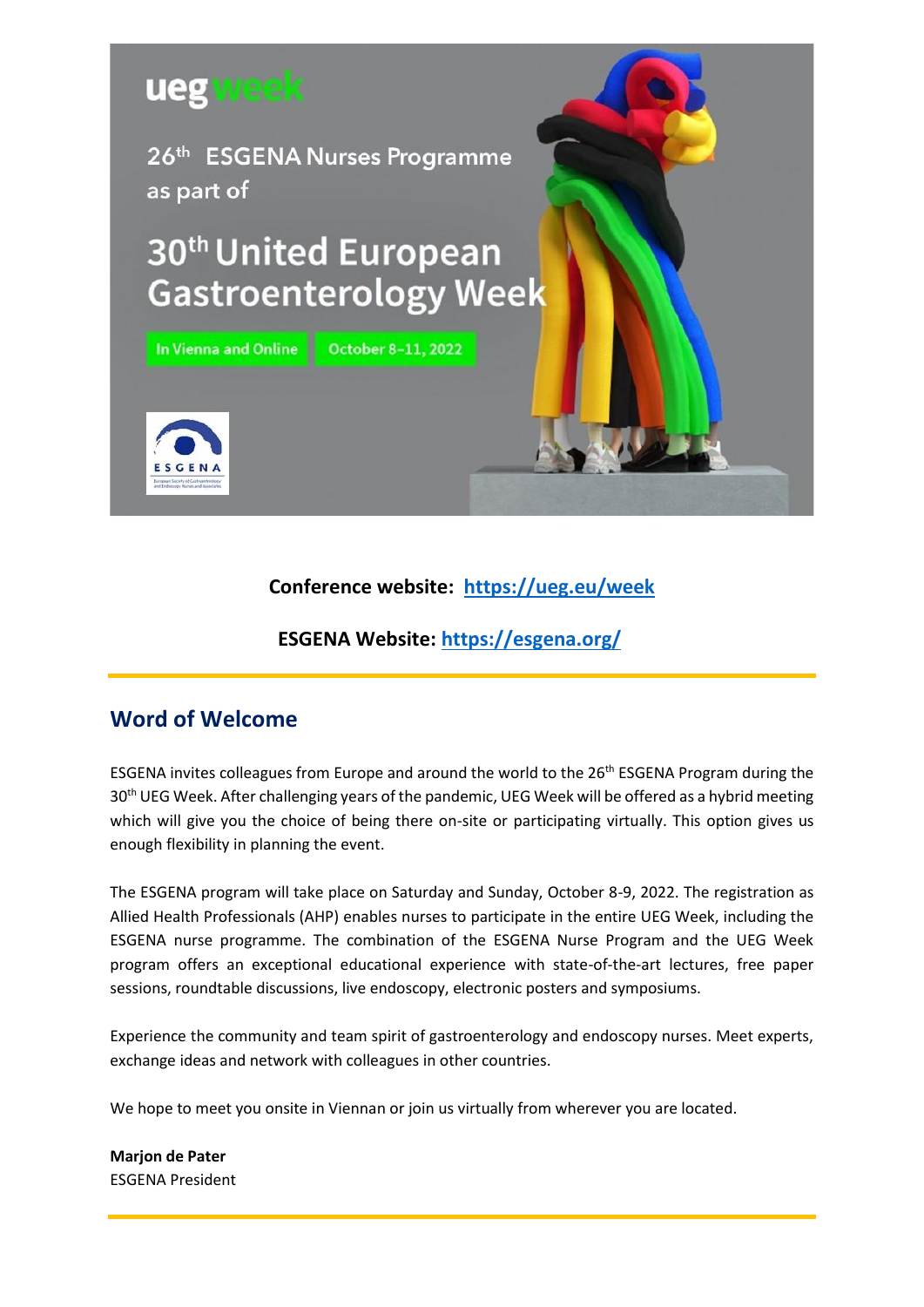ueg week

26th ESGENA Nurses Programme as part of

# 30th United European Gastroenterology Week

In Vienna and Online | October 8–11, 2022

**Conference website: [https://ueg.eu/week](https://ueg.eu/week)**

**ESGENA Website: [https://esgena.org/](https://esgena.org/)**

## Word of Welcome

ESGENA invites colleagues from Europe and around the world to the 26th ESGENA Program during the 30th UEG Week. After challenging years of the pandemic, UEG Week will be offered as a hybrid meeting which will give you the choice of being there on-site or participating virtually. This option gives us enough flexibility in planning the event.

The ESGENA program will take place on Saturday and Sunday, October 8-9, 2022. The registration as Allied Health Professionals (AHP) enables nurses to participate in the entire UEG Week, including the ESGENA nurse programme. The combination of the ESGENA Nurse Program and the UEG Week program offers an exceptional educational experience with state-of-the-art lectures, free paper sessions, roundtable discussions, live endoscopy, electronic posters and symposiums.

Experience the community and team spirit of gastroenterology and endoscopy nurses. Meet experts, exchange ideas and network with colleagues in other countries.

We hope to meet you onsite in Viennan or join us virtually from wherever you are located.

**Marjon de Pater**
ESGENA President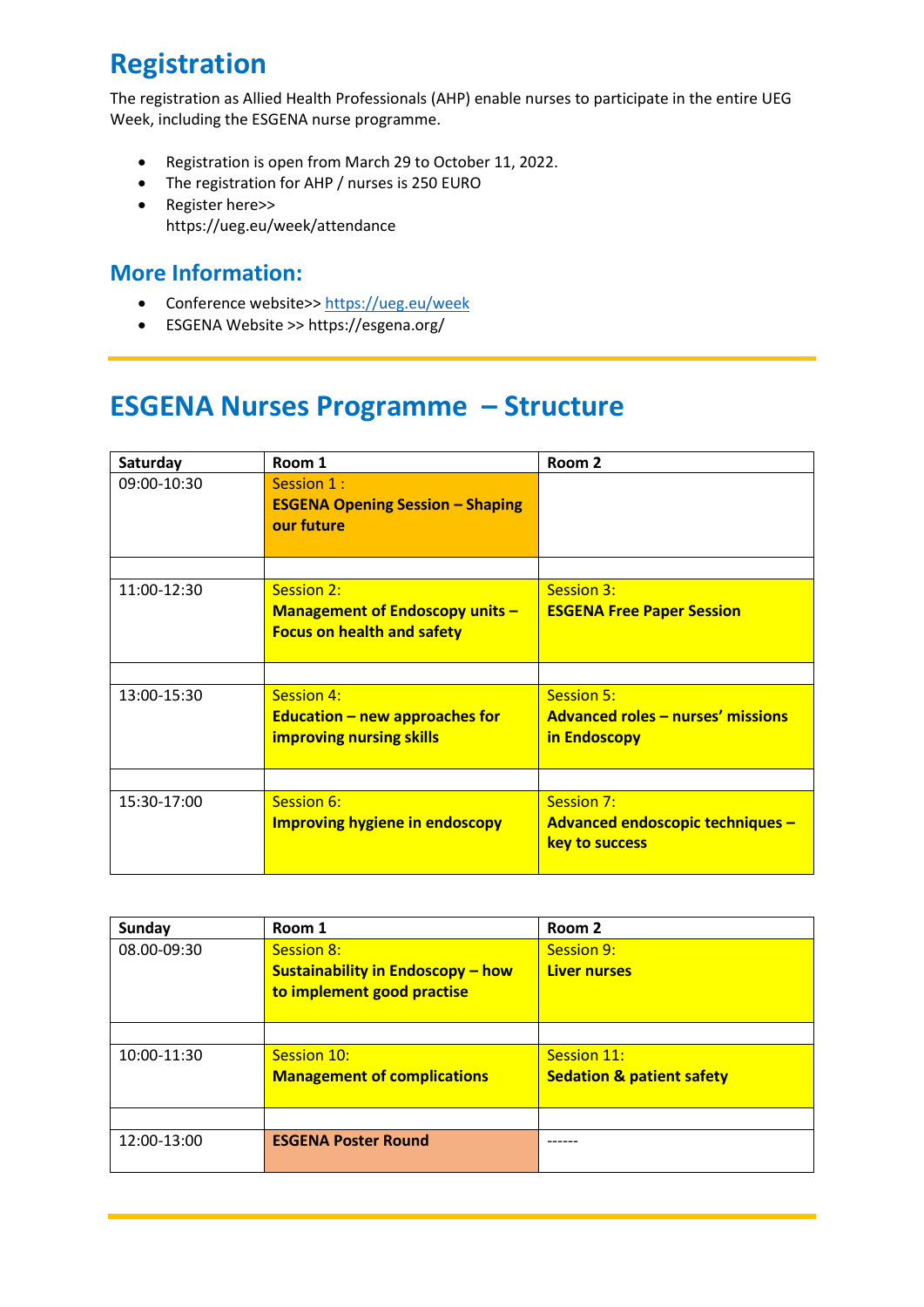## Registration

The registration as Allied Health Professionals (AHP) enable nurses to participate in the entire UEG Week, including the ESGENA nurse programme.

- Registration is open from March 29 to October 11, 2022.
- The registration for AHP / nurses is 250 EURO
- Register here>> https://ueg.eu/week/attendance

### More Information:

- Conference website>> https://ueg.eu/week
- ESGENA Website >> https://esgena.org/

## ESGENA Nurses Programme – Structure

| Saturday | Room 1 | Room 2 |
|---|---|---|
| 09:00-10:30 | Session 1 : **ESGENA Opening Session – Shaping our future** | |
| | | |
| 11:00-12:30 | Session 2: **Management of Endoscopy units – Focus on health and safety** | Session 3: **ESGENA Free Paper Session** |
| | | |
| 13:00-15:30 | Session 4: **Education – new approaches for improving nursing skills** | Session 5: **Advanced roles – nurses' missions in Endoscopy** |
| | | |
| 15:30-17:00 | Session 6: **Improving hygiene in endoscopy** | Session 7: **Advanced endoscopic techniques – key to success** |

| Sunday | Room 1 | Room 2 |
|---|---|---|
| 08.00-09:30 | Session 8: **Sustainability in Endoscopy – how to implement good practise** | Session 9: **Liver nurses** |
| | | |
| 10:00-11:30 | Session 10: **Management of complications** | Session 11: **Sedation & patient safety** |
| | | |
| 12:00-13:00 | **ESGENA Poster Round** | ------ |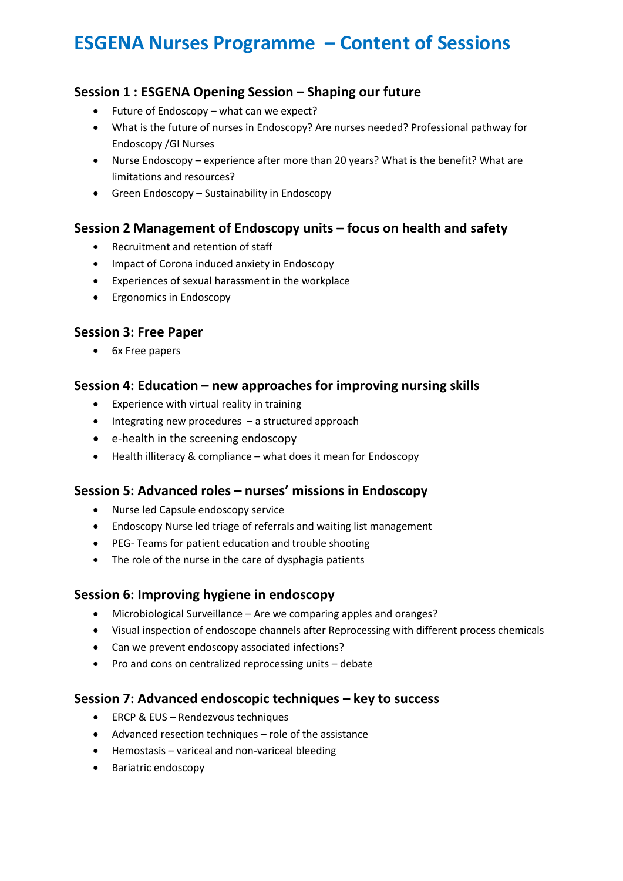# ESGENA Nurses Programme – Content of Sessions

## Session 1 : ESGENA Opening Session – Shaping our future

- Future of Endoscopy – what can we expect?
- What is the future of nurses in Endoscopy? Are nurses needed? Professional pathway for Endoscopy /GI Nurses
- Nurse Endoscopy – experience after more than 20 years? What is the benefit? What are limitations and resources?
- Green Endoscopy – Sustainability in Endoscopy

## Session 2 Management of Endoscopy units – focus on health and safety

- Recruitment and retention of staff
- Impact of Corona induced anxiety in Endoscopy
- Experiences of sexual harassment in the workplace
- Ergonomics in Endoscopy

## Session 3: Free Paper

- 6x Free papers

## Session 4: Education – new approaches for improving nursing skills

- Experience with virtual reality in training
- Integrating new procedures – a structured approach
- e-health in the screening endoscopy
- Health illiteracy & compliance – what does it mean for Endoscopy

## Session 5: Advanced roles – nurses' missions in Endoscopy

- Nurse led Capsule endoscopy service
- Endoscopy Nurse led triage of referrals and waiting list management
- PEG- Teams for patient education and trouble shooting
- The role of the nurse in the care of dysphagia patients

## Session 6: Improving hygiene in endoscopy

- Microbiological Surveillance – Are we comparing apples and oranges?
- Visual inspection of endoscope channels after Reprocessing with different process chemicals
- Can we prevent endoscopy associated infections?
- Pro and cons on centralized reprocessing units – debate

## Session 7: Advanced endoscopic techniques – key to success

- ERCP & EUS – Rendezvous techniques
- Advanced resection techniques – role of the assistance
- Hemostasis – variceal and non-variceal bleeding
- Bariatric endoscopy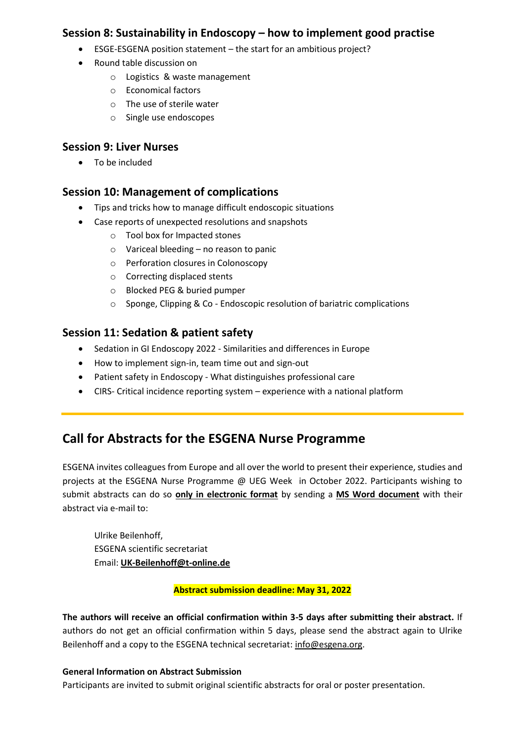## Session 8: Sustainability in Endoscopy – how to implement good practise

- ESGE-ESGENA position statement – the start for an ambitious project?
- Round table discussion on
  - Logistics & waste management
  - Economical factors
  - The use of sterile water
  - Single use endoscopes

## Session 9: Liver Nurses

- To be included

## Session 10: Management of complications

- Tips and tricks how to manage difficult endoscopic situations
- Case reports of unexpected resolutions and snapshots
  - Tool box for Impacted stones
  - Variceal bleeding – no reason to panic
  - Perforation closures in Colonoscopy
  - Correcting displaced stents
  - Blocked PEG & buried pumper
  - Sponge, Clipping & Co - Endoscopic resolution of bariatric complications

## Session 11: Sedation & patient safety

- Sedation in GI Endoscopy 2022 - Similarities and differences in Europe
- How to implement sign-in, team time out and sign-out
- Patient safety in Endoscopy - What distinguishes professional care
- CIRS- Critical incidence reporting system – experience with a national platform

---

# Call for Abstracts for the ESGENA Nurse Programme

ESGENA invites colleagues from Europe and all over the world to present their experience, studies and projects at the ESGENA Nurse Programme @ UEG Week in October 2022. Participants wishing to submit abstracts can do so **only in electronic format** by sending a **MS Word document** with their abstract via e-mail to:

Ulrike Beilenhoff,
ESGENA scientific secretariat
Email: **UK-Beilenhoff@t-online.de**

**Abstract submission deadline: May 31, 2022**

**The authors will receive an official confirmation within 3-5 days after submitting their abstract.** If authors do not get an official confirmation within 5 days, please send the abstract again to Ulrike Beilenhoff and a copy to the ESGENA technical secretariat: info@esgena.org.

**General Information on Abstract Submission**

Participants are invited to submit original scientific abstracts for oral or poster presentation.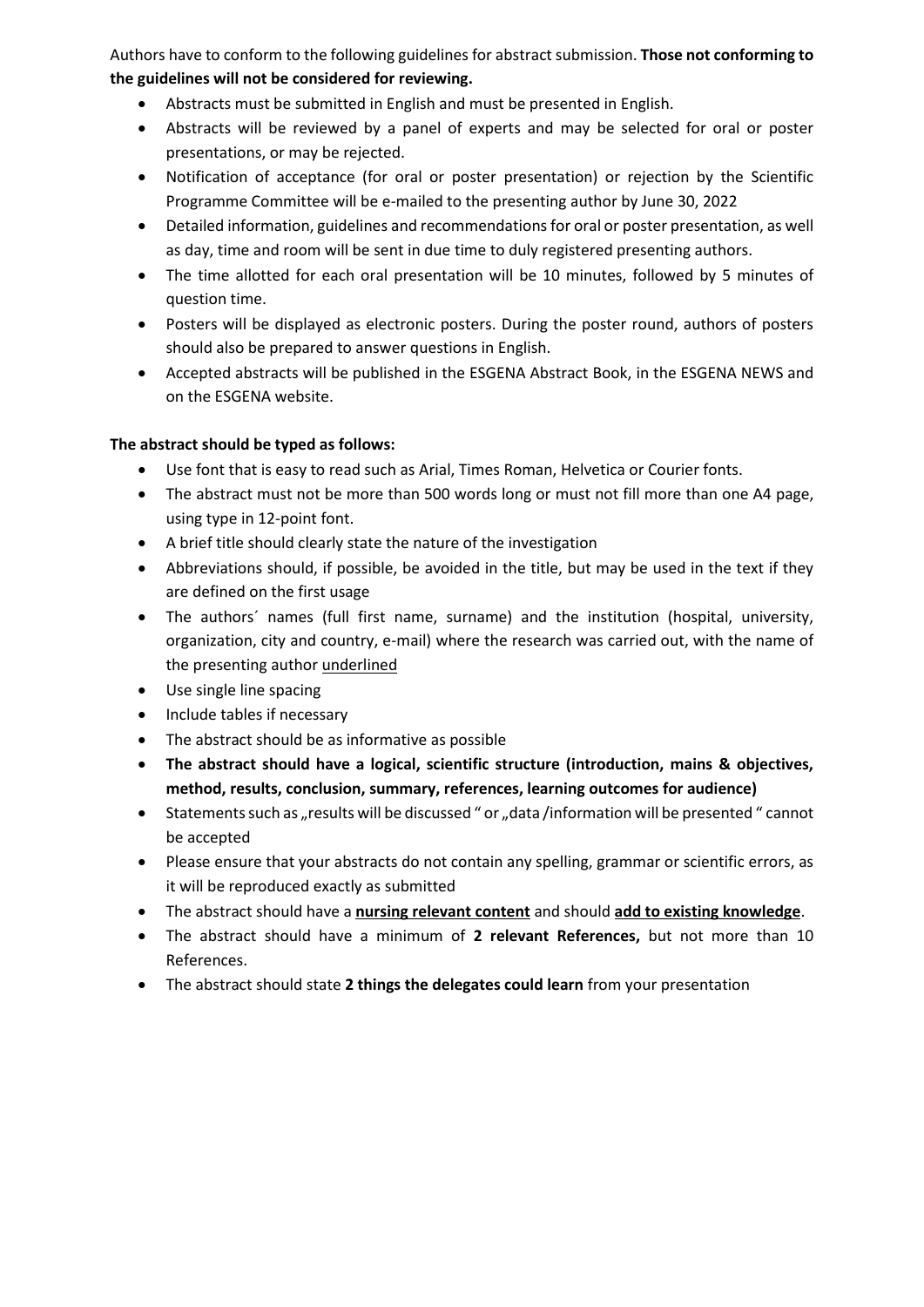Authors have to conform to the following guidelines for abstract submission. **Those not conforming to the guidelines will not be considered for reviewing.**

- Abstracts must be submitted in English and must be presented in English.
- Abstracts will be reviewed by a panel of experts and may be selected for oral or poster presentations, or may be rejected.
- Notification of acceptance (for oral or poster presentation) or rejection by the Scientific Programme Committee will be e-mailed to the presenting author by June 30, 2022
- Detailed information, guidelines and recommendations for oral or poster presentation, as well as day, time and room will be sent in due time to duly registered presenting authors.
- The time allotted for each oral presentation will be 10 minutes, followed by 5 minutes of question time.
- Posters will be displayed as electronic posters. During the poster round, authors of posters should also be prepared to answer questions in English.
- Accepted abstracts will be published in the ESGENA Abstract Book, in the ESGENA NEWS and on the ESGENA website.

**The abstract should be typed as follows:**

- Use font that is easy to read such as Arial, Times Roman, Helvetica or Courier fonts.
- The abstract must not be more than 500 words long or must not fill more than one A4 page, using type in 12-point font.
- A brief title should clearly state the nature of the investigation
- Abbreviations should, if possible, be avoided in the title, but may be used in the text if they are defined on the first usage
- The authors´ names (full first name, surname) and the institution (hospital, university, organization, city and country, e-mail) where the research was carried out, with the name of the presenting author <u>underlined</u>
- Use single line spacing
- Include tables if necessary
- The abstract should be as informative as possible
- **The abstract should have a logical, scientific structure (introduction, mains & objectives, method, results, conclusion, summary, references, learning outcomes for audience)**
- Statements such as „results will be discussed " or „data /information will be presented " cannot be accepted
- Please ensure that your abstracts do not contain any spelling, grammar or scientific errors, as it will be reproduced exactly as submitted
- The abstract should have a **<u>nursing relevant content</u>** and should **<u>add to existing knowledge</u>**.
- The abstract should have a minimum of **2 relevant References,** but not more than 10 References.
- The abstract should state **2 things the delegates could learn** from your presentation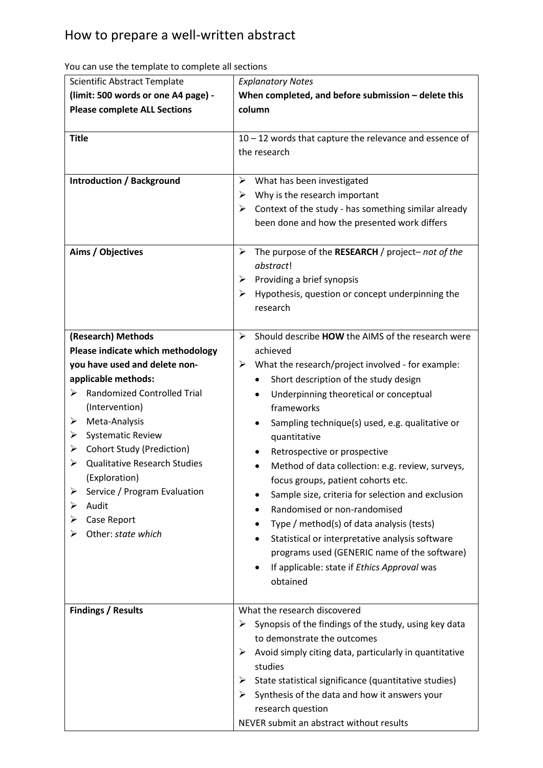# How to prepare a well-written abstract

You can use the template to complete all sections

| Scientific Abstract Template<br>**(limit: 500 words or one A4 page) - Please complete ALL Sections** | *Explanatory Notes*<br>**When completed, and before submission – delete this column** |
|---|---|
| **Title** | 10 – 12 words that capture the relevance and essence of the research |
| **Introduction / Background** | ➢ What has been investigated<br>➢ Why is the research important<br>➢ Context of the study - has something similar already been done and how the presented work differs |
| **Aims / Objectives** | ➢ The purpose of the **RESEARCH** / project– *not of the abstract*!<br>➢ Providing a brief synopsis<br>➢ Hypothesis, question or concept underpinning the research |
| **(Research) Methods**<br>**Please indicate which methodology you have used and delete non-applicable methods:**<br>➢ Randomized Controlled Trial (Intervention)<br>➢ Meta-Analysis<br>➢ Systematic Review<br>➢ Cohort Study (Prediction)<br>➢ Qualitative Research Studies (Exploration)<br>➢ Service / Program Evaluation<br>➢ Audit<br>➢ Case Report<br>➢ Other: *state which* | ➢ Should describe **HOW** the AIMS of the research were achieved<br>➢ What the research/project involved - for example:<br>• Short description of the study design<br>• Underpinning theoretical or conceptual frameworks<br>• Sampling technique(s) used, e.g. qualitative or quantitative<br>• Retrospective or prospective<br>• Method of data collection: e.g. review, surveys, focus groups, patient cohorts etc.<br>• Sample size, criteria for selection and exclusion<br>• Randomised or non-randomised<br>• Type / method(s) of data analysis (tests)<br>• Statistical or interpretative analysis software programs used (GENERIC name of the software)<br>• If applicable: state if *Ethics Approval* was obtained |
| **Findings / Results** | What the research discovered<br>➢ Synopsis of the findings of the study, using key data to demonstrate the outcomes<br>➢ Avoid simply citing data, particularly in quantitative studies<br>➢ State statistical significance (quantitative studies)<br>➢ Synthesis of the data and how it answers your research question<br>NEVER submit an abstract without results |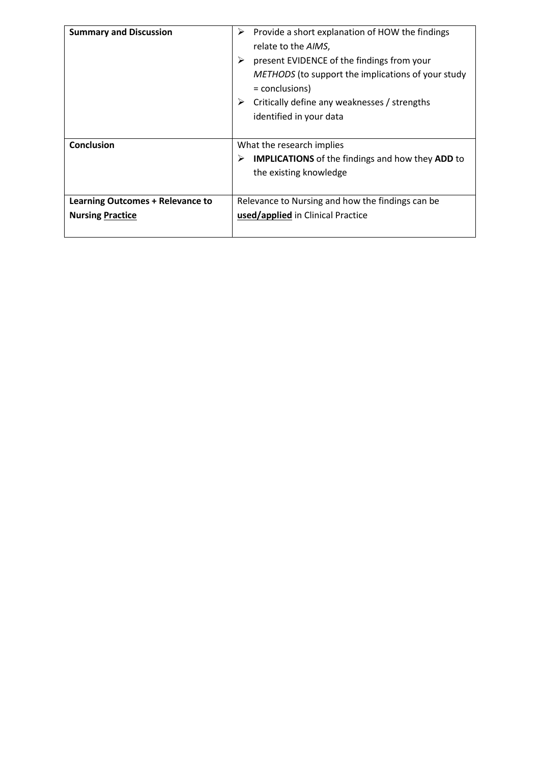| | |
|---|---|
| **Summary and Discussion** | ➢ Provide a short explanation of HOW the findings relate to the *AIMS*,<br>➢ present EVIDENCE of the findings from your *METHODS* (to support the implications of your study = conclusions)<br>➢ Critically define any weaknesses / strengths identified in your data |
| **Conclusion** | What the research implies<br>➢ **IMPLICATIONS** of the findings and how they **ADD** to the existing knowledge |
| **Learning Outcomes + Relevance to Nursing <u>Practice</u>** | Relevance to Nursing and how the findings can be **<u>used/applied</u>** in Clinical Practice |